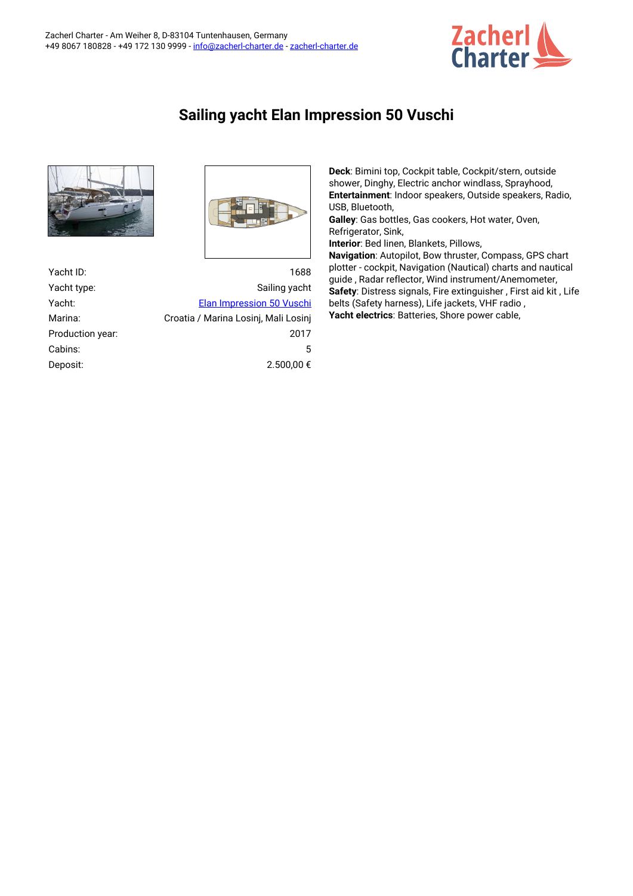Zacherl Charter - Am Weiher 8, D-83104 Tuntenhausen, Germany
+49 8067 180828 - +49 172 130 9999 - info@zacherl-charter.de - zacherl-charter.de

# Sailing yacht Elan Impression 50 Vuschi

| | |
|---|---|
| Yacht ID: | 1688 |
| Yacht type: | Sailing yacht |
| Yacht: | Elan Impression 50 Vuschi |
| Marina: | Croatia / Marina Losinj, Mali Losinj |
| Production year: | 2017 |
| Cabins: | 5 |
| Deposit: | 2.500,00 € |

**Deck**: Bimini top, Cockpit table, Cockpit/stern, outside shower, Dinghy, Electric anchor windlass, Sprayhood,
**Entertainment**: Indoor speakers, Outside speakers, Radio, USB, Bluetooth,
**Galley**: Gas bottles, Gas cookers, Hot water, Oven, Refrigerator, Sink,
**Interior**: Bed linen, Blankets, Pillows,
**Navigation**: Autopilot, Bow thruster, Compass, GPS chart plotter - cockpit, Navigation (Nautical) charts and nautical guide , Radar reflector, Wind instrument/Anemometer,
**Safety**: Distress signals, Fire extinguisher , First aid kit , Life belts (Safety harness), Life jackets, VHF radio ,
**Yacht electrics**: Batteries, Shore power cable,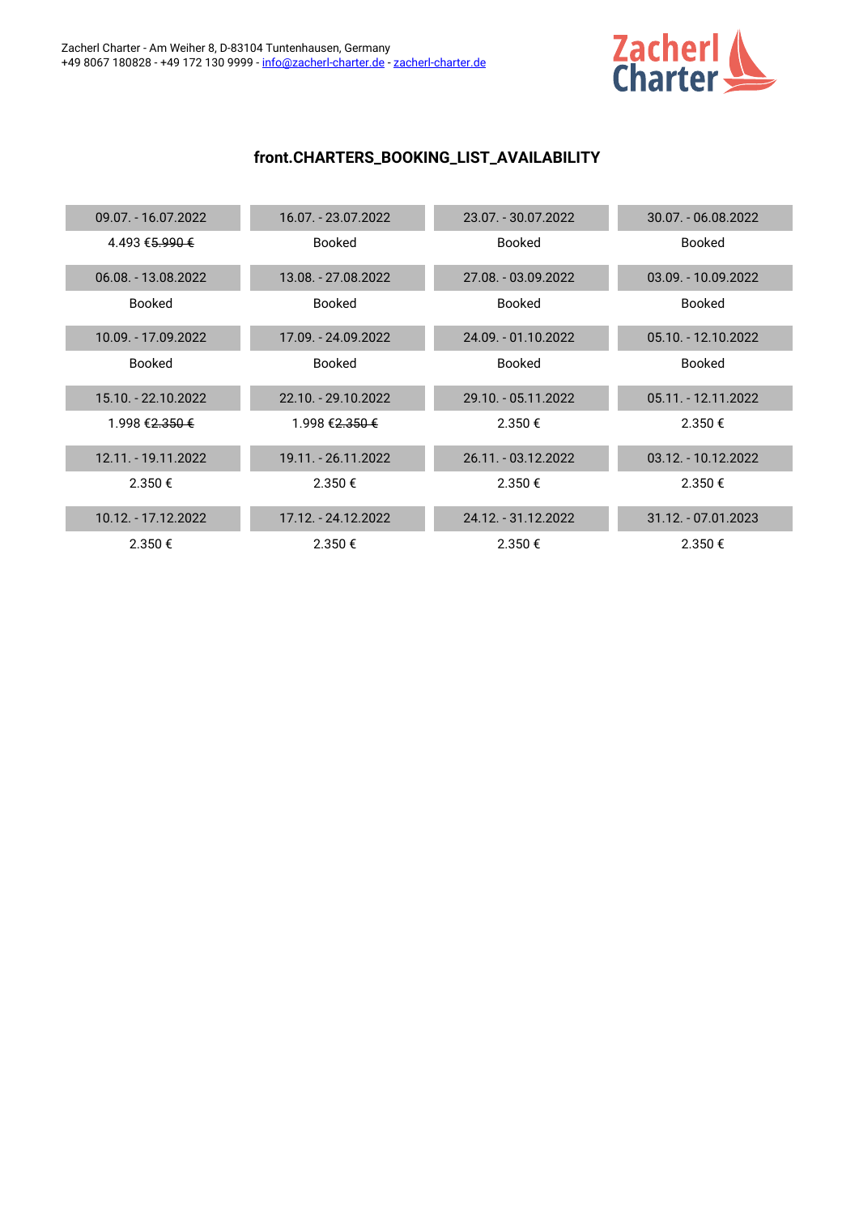Zacherl Charter - Am Weiher 8, D-83104 Tuntenhausen, Germany
+49 8067 180828 - +49 172 130 9999 - info@zacherl-charter.de - zacherl-charter.de

## front.CHARTERS_BOOKING_LIST_AVAILABILITY

| | | | |
|---|---|---|---|
| 09.07. - 16.07.2022 | 16.07. - 23.07.2022 | 23.07. - 30.07.2022 | 30.07. - 06.08.2022 |
| 4.493 € ~~5.990 €~~ | Booked | Booked | Booked |
| 06.08. - 13.08.2022 | 13.08. - 27.08.2022 | 27.08. - 03.09.2022 | 03.09. - 10.09.2022 |
| Booked | Booked | Booked | Booked |
| 10.09. - 17.09.2022 | 17.09. - 24.09.2022 | 24.09. - 01.10.2022 | 05.10. - 12.10.2022 |
| Booked | Booked | Booked | Booked |
| 15.10. - 22.10.2022 | 22.10. - 29.10.2022 | 29.10. - 05.11.2022 | 05.11. - 12.11.2022 |
| 1.998 € ~~2.350 €~~ | 1.998 € ~~2.350 €~~ | 2.350 € | 2.350 € |
| 12.11. - 19.11.2022 | 19.11. - 26.11.2022 | 26.11. - 03.12.2022 | 03.12. - 10.12.2022 |
| 2.350 € | 2.350 € | 2.350 € | 2.350 € |
| 10.12. - 17.12.2022 | 17.12. - 24.12.2022 | 24.12. - 31.12.2022 | 31.12. - 07.01.2023 |
| 2.350 € | 2.350 € | 2.350 € | 2.350 € |